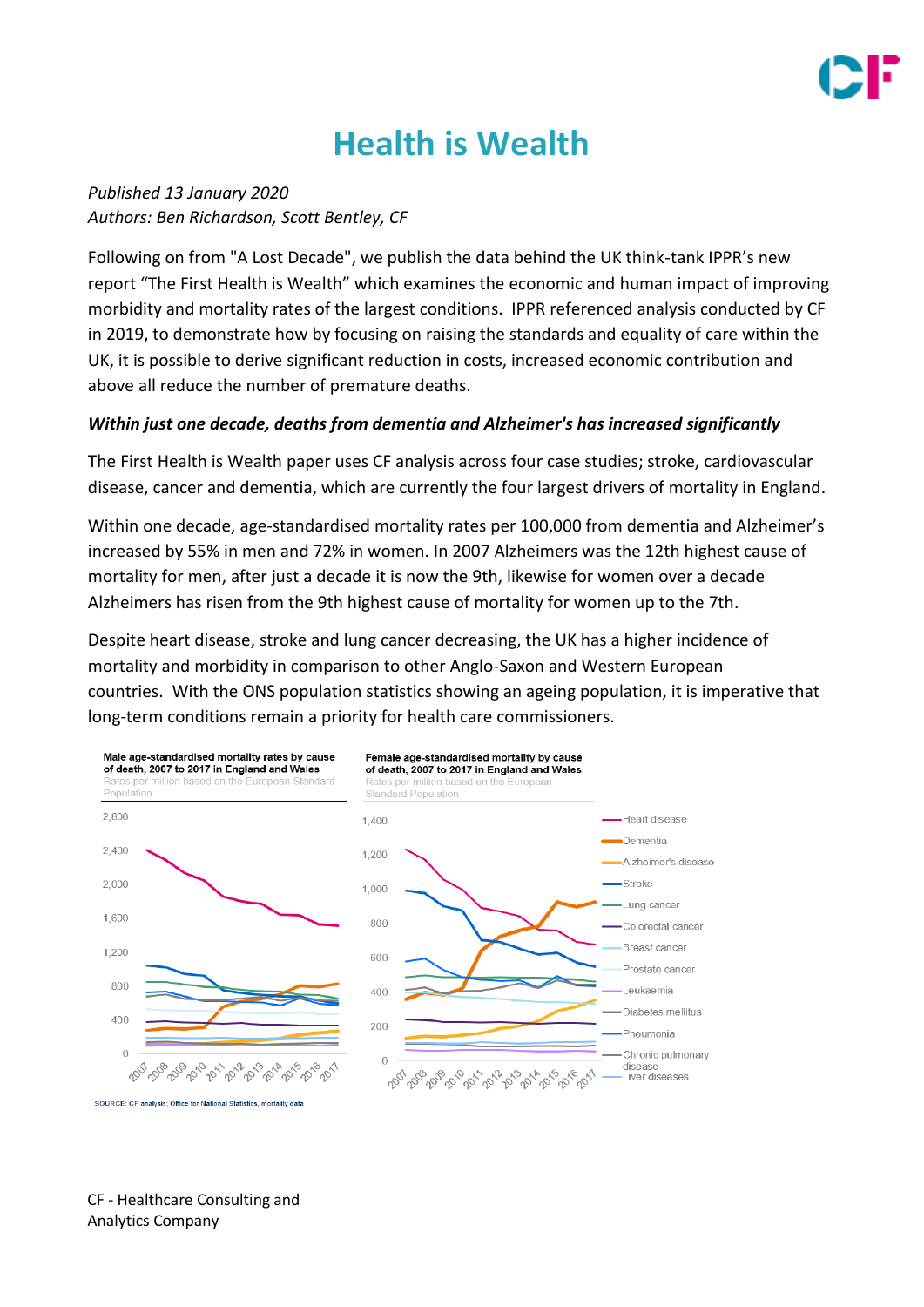# Health is Wealth

*Published 13 January 2020*
*Authors: Ben Richardson, Scott Bentley, CF*

Following on from "A Lost Decade", we publish the data behind the UK think-tank IPPR's new report "The First Health is Wealth" which examines the economic and human impact of improving morbidity and mortality rates of the largest conditions. IPPR referenced analysis conducted by CF in 2019, to demonstrate how by focusing on raising the standards and equality of care within the UK, it is possible to derive significant reduction in costs, increased economic contribution and above all reduce the number of premature deaths.

***Within just one decade, deaths from dementia and Alzheimer's has increased significantly***

The First Health is Wealth paper uses CF analysis across four case studies; stroke, cardiovascular disease, cancer and dementia, which are currently the four largest drivers of mortality in England.

Within one decade, age-standardised mortality rates per 100,000 from dementia and Alzheimer's increased by 55% in men and 72% in women. In 2007 Alzheimers was the 12th highest cause of mortality for men, after just a decade it is now the 9th, likewise for women over a decade Alzheimers has risen from the 9th highest cause of mortality for women up to the 7th.

Despite heart disease, stroke and lung cancer decreasing, the UK has a higher incidence of mortality and morbidity in comparison to other Anglo-Saxon and Western European countries. With the ONS population statistics showing an ageing population, it is imperative that long-term conditions remain a priority for health care commissioners.

**Male age-standardised mortality rates by cause of death, 2007 to 2017 in England and Wales**
Rates per million based on the European Standard Population

**Female age-standardised mortality by cause of death, 2007 to 2017 in England and Wales**
Rates per million based on the European Standard Population

Legend: Heart disease, Dementia, Alzheimer's disease, Stroke, Lung cancer, Colorectal cancer, Breast cancer, Prostate cancer, Leukaemia, Diabetes mellitus, Pneumonia, Chronic pulmonary disease, Liver diseases

SOURCE: CF analysis; Office for National Statistics, mortality data

CF - Healthcare Consulting and Analytics Company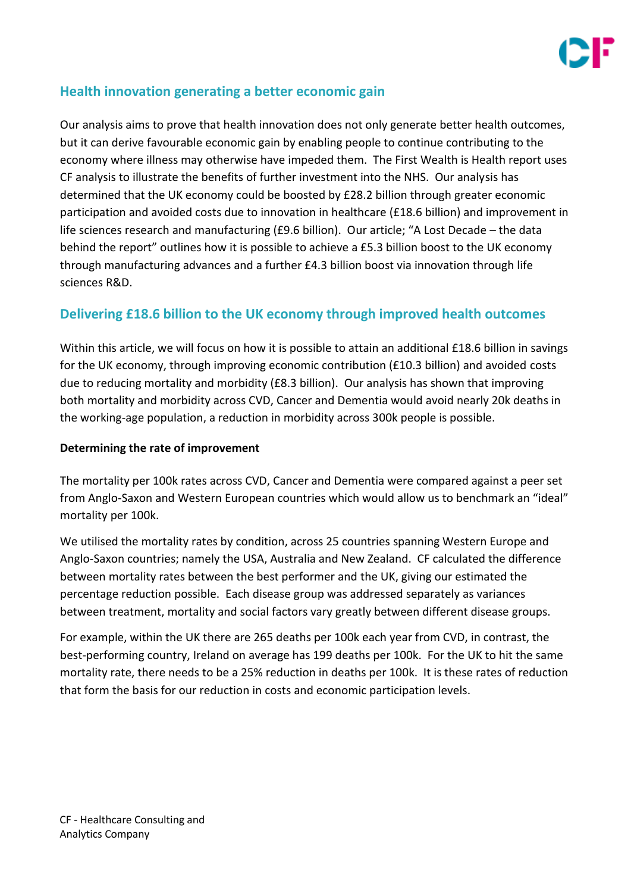## Health innovation generating a better economic gain

Our analysis aims to prove that health innovation does not only generate better health outcomes, but it can derive favourable economic gain by enabling people to continue contributing to the economy where illness may otherwise have impeded them. The First Wealth is Health report uses CF analysis to illustrate the benefits of further investment into the NHS. Our analysis has determined that the UK economy could be boosted by £28.2 billion through greater economic participation and avoided costs due to innovation in healthcare (£18.6 billion) and improvement in life sciences research and manufacturing (£9.6 billion). Our article; "A Lost Decade – the data behind the report" outlines how it is possible to achieve a £5.3 billion boost to the UK economy through manufacturing advances and a further £4.3 billion boost via innovation through life sciences R&D.

## Delivering £18.6 billion to the UK economy through improved health outcomes

Within this article, we will focus on how it is possible to attain an additional £18.6 billion in savings for the UK economy, through improving economic contribution (£10.3 billion) and avoided costs due to reducing mortality and morbidity (£8.3 billion). Our analysis has shown that improving both mortality and morbidity across CVD, Cancer and Dementia would avoid nearly 20k deaths in the working-age population, a reduction in morbidity across 300k people is possible.

**Determining the rate of improvement**

The mortality per 100k rates across CVD, Cancer and Dementia were compared against a peer set from Anglo-Saxon and Western European countries which would allow us to benchmark an "ideal" mortality per 100k.

We utilised the mortality rates by condition, across 25 countries spanning Western Europe and Anglo-Saxon countries; namely the USA, Australia and New Zealand. CF calculated the difference between mortality rates between the best performer and the UK, giving our estimated the percentage reduction possible. Each disease group was addressed separately as variances between treatment, mortality and social factors vary greatly between different disease groups.

For example, within the UK there are 265 deaths per 100k each year from CVD, in contrast, the best-performing country, Ireland on average has 199 deaths per 100k. For the UK to hit the same mortality rate, there needs to be a 25% reduction in deaths per 100k. It is these rates of reduction that form the basis for our reduction in costs and economic participation levels.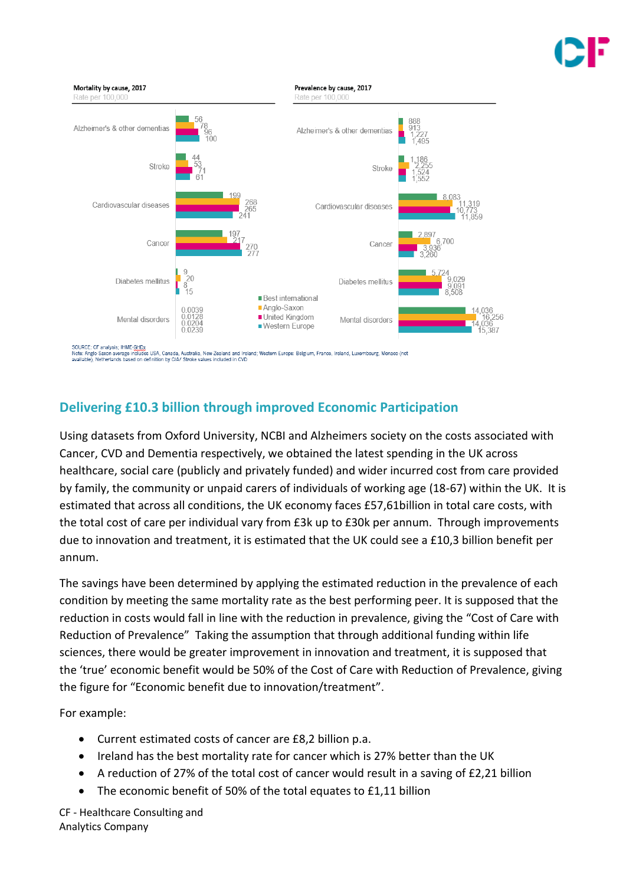**Mortality by cause, 2017**
Rate per 100,000

| Cause | Best international | Anglo-Saxon | United Kingdom | Western Europe |
|---|---|---|---|---|
| Alzheimer's & other dementias | 56 | 78 | 96 | 100 |
| Stroke | 44 | 53 | 71 | 61 |
| Cardiovascular diseases | 199 | 268 | 265 | 241 |
| Cancer | 197 | 217 | 270 | 277 |
| Diabetes mellitus | 9 | 20 | 8 | 15 |
| Mental disorders | 0.0039 | 0.0128 | 0.0204 | 0.0239 |

**Prevalence by cause, 2017**
Rate per 100,000

| Cause | Best international | Anglo-Saxon | United Kingdom | Western Europe |
|---|---|---|---|---|
| Alzheimer's & other dementias | 888 | 913 | 1,227 | 1,495 |
| Stroke | 1,186 | 2,255 | 1,524 | 1,552 |
| Cardiovascular diseases | 8,083 | 11,319 | 10,773 | 11,859 |
| Cancer | 2,897 | 6,700 | 3,936 | 3,260 |
| Diabetes mellitus | 5,724 | 9,029 | 9,091 | 8,508 |
| Mental disorders | 14,036 | 16,256 | 14,036 | 15,387 |

SOURCE: CF analysis; IHME-GHDx
Note: Anglo-Saxon average includes USA, Canada, Australia, New Zealand and Ireland; Western Europe: Belgium, France, Ireland, Luxembourg, Monaco (not available), Netherlands based on definition by CIA/ Stroke values included in CVD

## Delivering £10.3 billion through improved Economic Participation

Using datasets from Oxford University, NCBI and Alzheimers society on the costs associated with Cancer, CVD and Dementia respectively, we obtained the latest spending in the UK across healthcare, social care (publicly and privately funded) and wider incurred cost from care provided by family, the community or unpaid carers of individuals of working age (18-67) within the UK. It is estimated that across all conditions, the UK economy faces £57,61billion in total care costs, with the total cost of care per individual vary from £3k up to £30k per annum. Through improvements due to innovation and treatment, it is estimated that the UK could see a £10,3 billion benefit per annum.

The savings have been determined by applying the estimated reduction in the prevalence of each condition by meeting the same mortality rate as the best performing peer. It is supposed that the reduction in costs would fall in line with the reduction in prevalence, giving the "Cost of Care with Reduction of Prevalence" Taking the assumption that through additional funding within life sciences, there would be greater improvement in innovation and treatment, it is supposed that the 'true' economic benefit would be 50% of the Cost of Care with Reduction of Prevalence, giving the figure for "Economic benefit due to innovation/treatment".

For example:

- Current estimated costs of cancer are £8,2 billion p.a.
- Ireland has the best mortality rate for cancer which is 27% better than the UK
- A reduction of 27% of the total cost of cancer would result in a saving of £2,21 billion
- The economic benefit of 50% of the total equates to £1,11 billion

CF - Healthcare Consulting and Analytics Company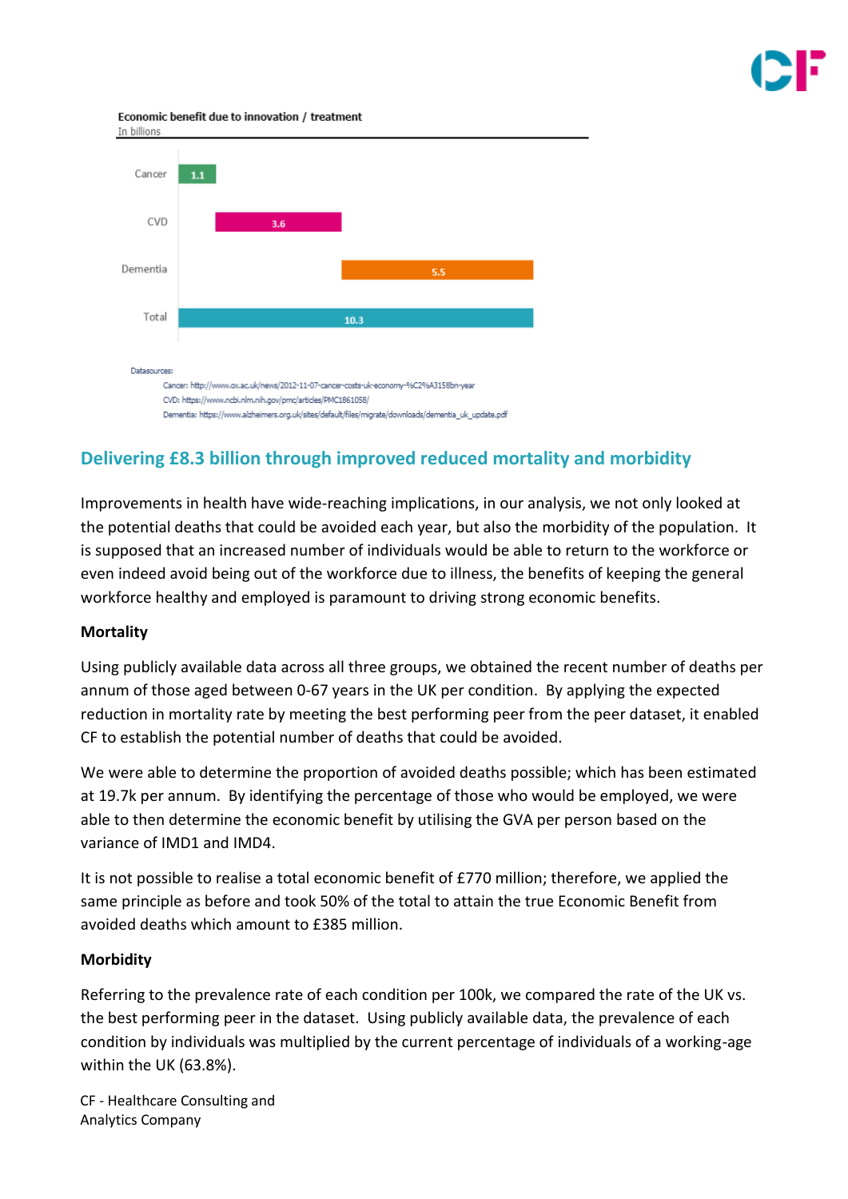**Economic benefit due to innovation / treatment**
In billions

| Category | Value |
|---|---|
| Cancer | 1.1 |
| CVD | 3.6 |
| Dementia | 5.5 |
| Total | 10.3 |

Datasources:

Cancer: http://www.ox.ac.uk/news/2012-11-07-cancer-costs-uk-economy-%C2%A315bn-year

CVD: https://www.ncbi.nlm.nih.gov/pmc/articles/PMC1861058/

Dementia: https://www.alzheimers.org.uk/sites/default/files/migrate/downloads/dementia_uk_update.pdf

## Delivering £8.3 billion through improved reduced mortality and morbidity

Improvements in health have wide-reaching implications, in our analysis, we not only looked at the potential deaths that could be avoided each year, but also the morbidity of the population. It is supposed that an increased number of individuals would be able to return to the workforce or even indeed avoid being out of the workforce due to illness, the benefits of keeping the general workforce healthy and employed is paramount to driving strong economic benefits.

**Mortality**

Using publicly available data across all three groups, we obtained the recent number of deaths per annum of those aged between 0-67 years in the UK per condition. By applying the expected reduction in mortality rate by meeting the best performing peer from the peer dataset, it enabled CF to establish the potential number of deaths that could be avoided.

We were able to determine the proportion of avoided deaths possible; which has been estimated at 19.7k per annum. By identifying the percentage of those who would be employed, we were able to then determine the economic benefit by utilising the GVA per person based on the variance of IMD1 and IMD4.

It is not possible to realise a total economic benefit of £770 million; therefore, we applied the same principle as before and took 50% of the total to attain the true Economic Benefit from avoided deaths which amount to £385 million.

**Morbidity**

Referring to the prevalence rate of each condition per 100k, we compared the rate of the UK vs. the best performing peer in the dataset. Using publicly available data, the prevalence of each condition by individuals was multiplied by the current percentage of individuals of a working-age within the UK (63.8%).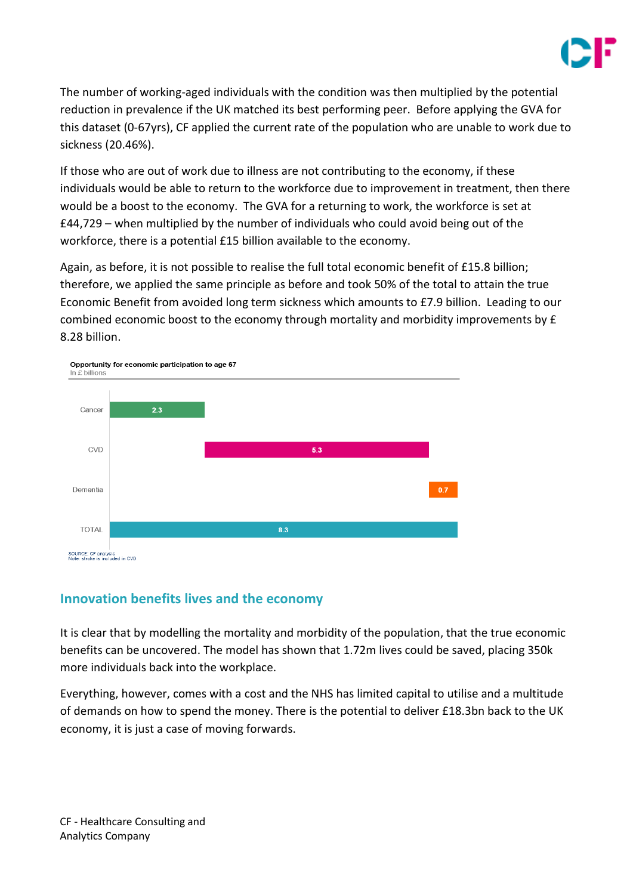The number of working-aged individuals with the condition was then multiplied by the potential reduction in prevalence if the UK matched its best performing peer. Before applying the GVA for this dataset (0-67yrs), CF applied the current rate of the population who are unable to work due to sickness (20.46%).

If those who are out of work due to illness are not contributing to the economy, if these individuals would be able to return to the workforce due to improvement in treatment, then there would be a boost to the economy. The GVA for a returning to work, the workforce is set at £44,729 – when multiplied by the number of individuals who could avoid being out of the workforce, there is a potential £15 billion available to the economy.

Again, as before, it is not possible to realise the full total economic benefit of £15.8 billion; therefore, we applied the same principle as before and took 50% of the total to attain the true Economic Benefit from avoided long term sickness which amounts to £7.9 billion. Leading to our combined economic boost to the economy through mortality and morbidity improvements by £ 8.28 billion.

**Opportunity for economic participation to age 67**
In £ billions

| | £ billions |
|---|---|
| Cancer | 2.3 |
| CVD | 5.3 |
| Dementia | 0.7 |
| TOTAL | 8.3 |

SOURCE: CF analysis
Note: stroke is included in CVD

## Innovation benefits lives and the economy

It is clear that by modelling the mortality and morbidity of the population, that the true economic benefits can be uncovered. The model has shown that 1.72m lives could be saved, placing 350k more individuals back into the workplace.

Everything, however, comes with a cost and the NHS has limited capital to utilise and a multitude of demands on how to spend the money. There is the potential to deliver £18.3bn back to the UK economy, it is just a case of moving forwards.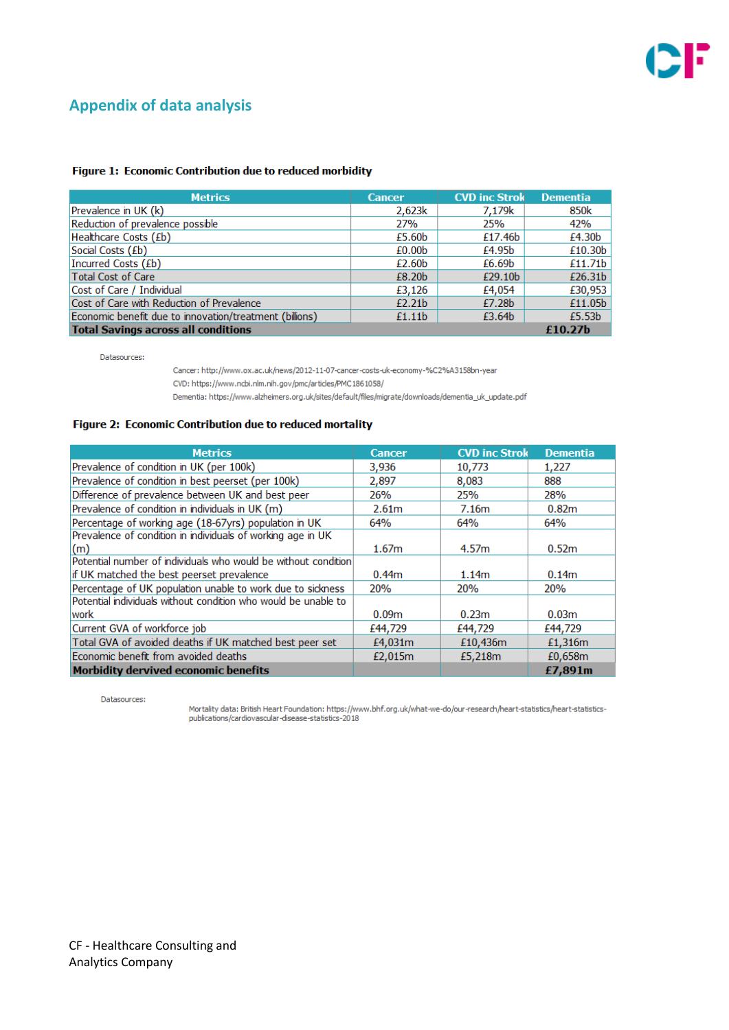## Appendix of data analysis

**Figure 1: Economic Contribution due to reduced morbidity**

| Metrics | Cancer | CVD inc Strok | Dementia |
|---|---|---|---|
| Prevalence in UK (k) | 2,623k | 7,179k | 850k |
| Reduction of prevalence possible | 27% | 25% | 42% |
| Healthcare Costs (£b) | £5.60b | £17.46b | £4.30b |
| Social Costs (£b) | £0.00b | £4.95b | £10.30b |
| Incurred Costs (£b) | £2.60b | £6.69b | £11.71b |
| Total Cost of Care | £8.20b | £29.10b | £26.31b |
| Cost of Care / Individual | £3,126 | £4,054 | £30,953 |
| Cost of Care with Reduction of Prevalence | £2.21b | £7.28b | £11.05b |
| Economic benefit due to innovation/treatment (billions) | £1.11b | £3.64b | £5.53b |
| **Total Savings across all conditions** | | | **£10.27b** |

Datasources:

Cancer: http://www.ox.ac.uk/news/2012-11-07-cancer-costs-uk-economy-%C2%A3158bn-year

CVD: https://www.ncbi.nlm.nih.gov/pmc/articles/PMC1861058/

Dementia: https://www.alzheimers.org.uk/sites/default/files/migrate/downloads/dementia_uk_update.pdf

**Figure 2: Economic Contribution due to reduced mortality**

| Metrics | Cancer | CVD inc Strok | Dementia |
|---|---|---|---|
| Prevalence of condition in UK (per 100k) | 3,936 | 10,773 | 1,227 |
| Prevalence of condition in best peerset (per 100k) | 2,897 | 8,083 | 888 |
| Difference of prevalence between UK and best peer | 26% | 25% | 28% |
| Prevalence of condition in individuals in UK (m) | 2.61m | 7.16m | 0.82m |
| Percentage of working age (18-67yrs) population in UK | 64% | 64% | 64% |
| Prevalence of condition in individuals of working age in UK (m) | 1.67m | 4.57m | 0.52m |
| Potential number of individuals who would be without condition if UK matched the best peerset prevalence | 0.44m | 1.14m | 0.14m |
| Percentage of UK population unable to work due to sickness | 20% | 20% | 20% |
| Potential individuals without condition who would be unable to work | 0.09m | 0.23m | 0.03m |
| Current GVA of workforce job | £44,729 | £44,729 | £44,729 |
| Total GVA of avoided deaths if UK matched best peer set | £4,031m | £10,436m | £1,316m |
| Economic benefit from avoided deaths | £2,015m | £5,218m | £0,658m |
| **Morbidity dervived economic benefits** | | | **£7,891m** |

Datasources:

Mortality data: British Heart Foundation: https://www.bhf.org.uk/what-we-do/our-research/heart-statistics/heart-statistics-publications/cardiovascular-disease-statistics-2018

CF - Healthcare Consulting and Analytics Company